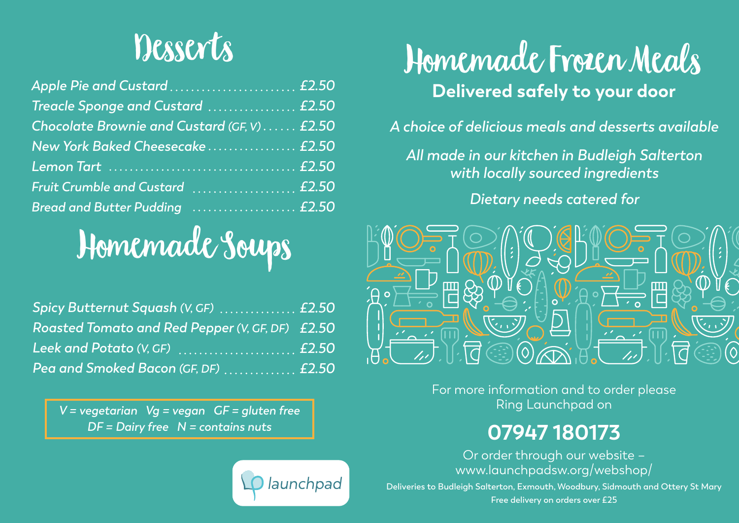# Desserts

| | |
|---|---|
| *Apple Pie and Custard* | £2.50 |
| *Treacle Sponge and Custard* | £2.50 |
| *Chocolate Brownie and Custard (GF, V)* | £2.50 |
| *New York Baked Cheesecake* | £2.50 |
| *Lemon Tart* | £2.50 |
| *Fruit Crumble and Custard* | £2.50 |
| *Bread and Butter Pudding* | £2.50 |

# Homemade Soups

| | |
|---|---|
| *Spicy Butternut Squash (V, GF)* | £2.50 |
| *Roasted Tomato and Red Pepper (V, GF, DF)* | £2.50 |
| *Leek and Potato (V, GF)* | £2.50 |
| *Pea and Smoked Bacon (GF, DF)* | £2.50 |

*V = vegetarian Vg = vegan GF = gluten free*
*DF = Dairy free N = contains nuts*

launchpad

# Homemade Frozen Meals

**Delivered safely to your door**

*A choice of delicious meals and desserts available*

*All made in our kitchen in Budleigh Salterton with locally sourced ingredients*

*Dietary needs catered for*

For more information and to order please Ring Launchpad on

## 07947 180173

Or order through our website – www.launchpadsw.org/webshop/

Deliveries to Budleigh Salterton, Exmouth, Woodbury, Sidmouth and Ottery St Mary

Free delivery on orders over £25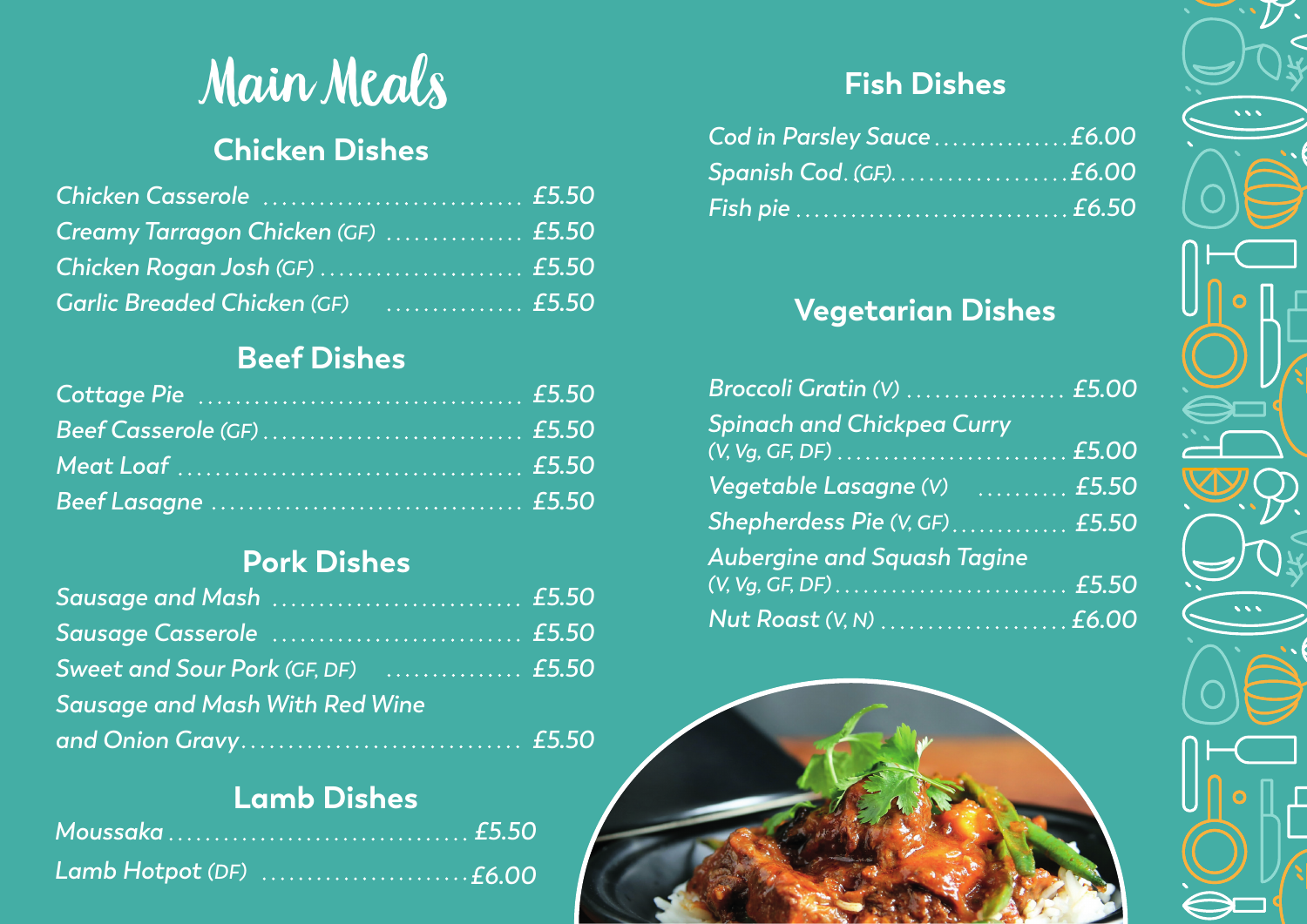# Main Meals

## Chicken Dishes

*Chicken Casserole* ............................ £5.50
*Creamy Tarragon Chicken (GF)* ............... £5.50
*Chicken Rogan Josh (GF)* ...................... £5.50
*Garlic Breaded Chicken (GF)* ............... £5.50

## Beef Dishes

*Cottage Pie* .................................... £5.50
*Beef Casserole (GF)* ............................ £5.50
*Meat Loaf* ...................................... £5.50
*Beef Lasagne* .................................. £5.50

## Pork Dishes

*Sausage and Mash* .......................... £5.50
*Sausage Casserole* .......................... £5.50
*Sweet and Sour Pork (GF, DF)* ............... £5.50
*Sausage and Mash With Red Wine and Onion Gravy* ............................. £5.50

## Lamb Dishes

*Moussaka* ................................ £5.50
*Lamb Hotpot (DF)* ....................... £6.00

## Fish Dishes

*Cod in Parsley Sauce* ............... £6.00
*Spanish Cod. (GF)* .................. £6.00
*Fish pie* .............................. £6.50

## Vegetarian Dishes

*Broccoli Gratin (V)* ................. £5.00
*Spinach and Chickpea Curry (V, Vg, GF, DF)* ......................... £5.00
*Vegetable Lasagne (V)* .......... £5.50
*Shepherdess Pie (V, GF)* ............. £5.50
*Aubergine and Squash Tagine (V, Vg, GF, DF)* ......................... £5.50
*Nut Roast (V, N)* .................... £6.00